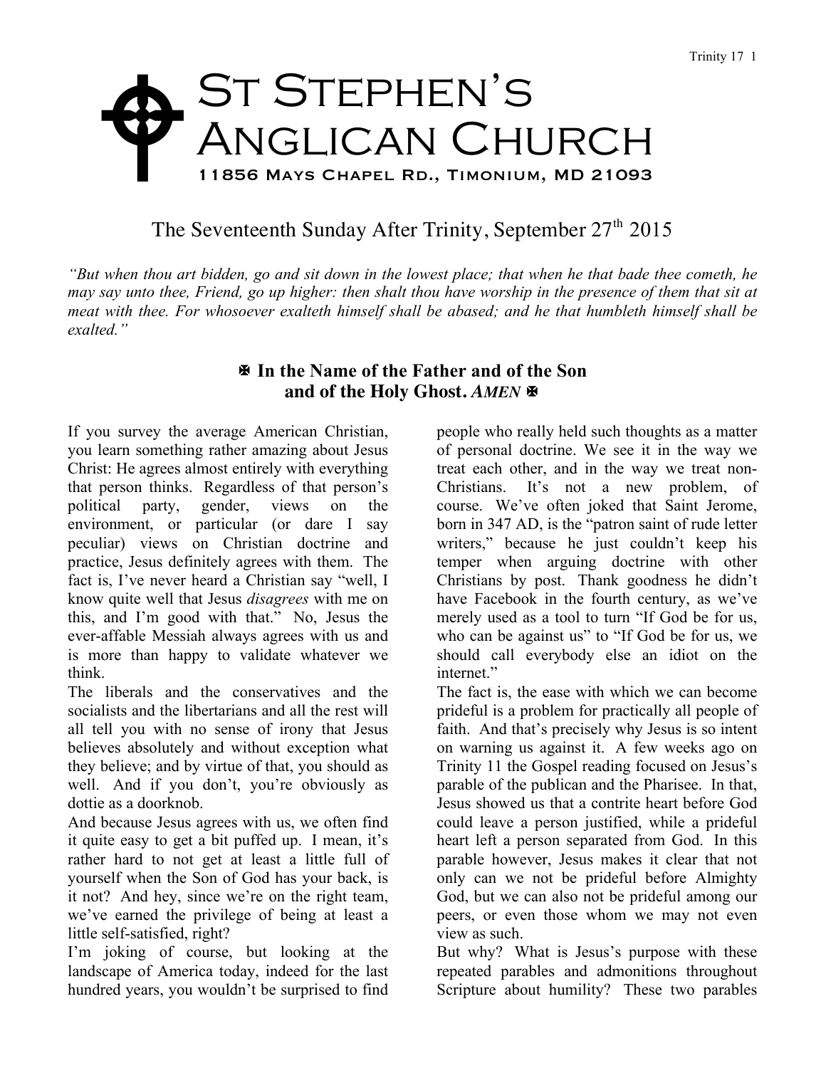# St Stephen's Anglican Church

11856 Mays Chapel Rd., Timonium, MD 21093

## The Seventeenth Sunday After Trinity, September 27th 2015

*"But when thou art bidden, go and sit down in the lowest place; that when he that bade thee cometh, he may say unto thee, Friend, go up higher: then shalt thou have worship in the presence of them that sit at meat with thee. For whosoever exalteth himself shall be abased; and he that humbleth himself shall be exalted."*

**✠ In the Name of the Father and of the Son and of the Holy Ghost.** ***AMEN*** **✠**

If you survey the average American Christian, you learn something rather amazing about Jesus Christ: He agrees almost entirely with everything that person thinks. Regardless of that person's political party, gender, views on the environment, or particular (or dare I say peculiar) views on Christian doctrine and practice, Jesus definitely agrees with them. The fact is, I've never heard a Christian say "well, I know quite well that Jesus *disagrees* with me on this, and I'm good with that." No, Jesus the ever-affable Messiah always agrees with us and is more than happy to validate whatever we think.

The liberals and the conservatives and the socialists and the libertarians and all the rest will all tell you with no sense of irony that Jesus believes absolutely and without exception what they believe; and by virtue of that, you should as well. And if you don't, you're obviously as dottie as a doorknob.

And because Jesus agrees with us, we often find it quite easy to get a bit puffed up. I mean, it's rather hard to not get at least a little full of yourself when the Son of God has your back, is it not? And hey, since we're on the right team, we've earned the privilege of being at least a little self-satisfied, right?

I'm joking of course, but looking at the landscape of America today, indeed for the last hundred years, you wouldn't be surprised to find people who really held such thoughts as a matter of personal doctrine. We see it in the way we treat each other, and in the way we treat non-Christians. It's not a new problem, of course. We've often joked that Saint Jerome, born in 347 AD, is the "patron saint of rude letter writers," because he just couldn't keep his temper when arguing doctrine with other Christians by post. Thank goodness he didn't have Facebook in the fourth century, as we've merely used as a tool to turn "If God be for us, who can be against us" to "If God be for us, we should call everybody else an idiot on the internet."

The fact is, the ease with which we can become prideful is a problem for practically all people of faith. And that's precisely why Jesus is so intent on warning us against it. A few weeks ago on Trinity 11 the Gospel reading focused on Jesus's parable of the publican and the Pharisee. In that, Jesus showed us that a contrite heart before God could leave a person justified, while a prideful heart left a person separated from God. In this parable however, Jesus makes it clear that not only can we not be prideful before Almighty God, but we can also not be prideful among our peers, or even those whom we may not even view as such.

But why? What is Jesus's purpose with these repeated parables and admonitions throughout Scripture about humility? These two parables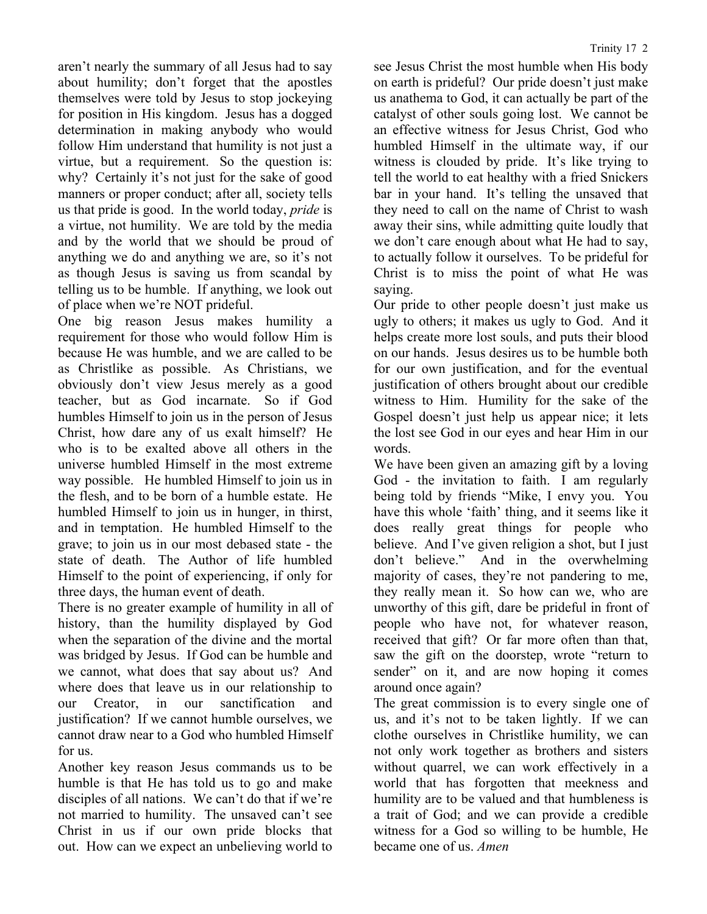aren't nearly the summary of all Jesus had to say about humility; don't forget that the apostles themselves were told by Jesus to stop jockeying for position in His kingdom. Jesus has a dogged determination in making anybody who would follow Him understand that humility is not just a virtue, but a requirement. So the question is: why? Certainly it's not just for the sake of good manners or proper conduct; after all, society tells us that pride is good. In the world today, *pride* is a virtue, not humility. We are told by the media and by the world that we should be proud of anything we do and anything we are, so it's not as though Jesus is saving us from scandal by telling us to be humble. If anything, we look out of place when we're NOT prideful.

One big reason Jesus makes humility a requirement for those who would follow Him is because He was humble, and we are called to be as Christlike as possible. As Christians, we obviously don't view Jesus merely as a good teacher, but as God incarnate. So if God humbles Himself to join us in the person of Jesus Christ, how dare any of us exalt himself? He who is to be exalted above all others in the universe humbled Himself in the most extreme way possible. He humbled Himself to join us in the flesh, and to be born of a humble estate. He humbled Himself to join us in hunger, in thirst, and in temptation. He humbled Himself to the grave; to join us in our most debased state - the state of death. The Author of life humbled Himself to the point of experiencing, if only for three days, the human event of death.

There is no greater example of humility in all of history, than the humility displayed by God when the separation of the divine and the mortal was bridged by Jesus. If God can be humble and we cannot, what does that say about us? And where does that leave us in our relationship to our Creator, in our sanctification and justification? If we cannot humble ourselves, we cannot draw near to a God who humbled Himself for us.

Another key reason Jesus commands us to be humble is that He has told us to go and make disciples of all nations. We can't do that if we're not married to humility. The unsaved can't see Christ in us if our own pride blocks that out. How can we expect an unbelieving world to see Jesus Christ the most humble when His body on earth is prideful? Our pride doesn't just make us anathema to God, it can actually be part of the catalyst of other souls going lost. We cannot be an effective witness for Jesus Christ, God who humbled Himself in the ultimate way, if our witness is clouded by pride. It's like trying to tell the world to eat healthy with a fried Snickers bar in your hand. It's telling the unsaved that they need to call on the name of Christ to wash away their sins, while admitting quite loudly that we don't care enough about what He had to say, to actually follow it ourselves. To be prideful for Christ is to miss the point of what He was saying.

Our pride to other people doesn't just make us ugly to others; it makes us ugly to God. And it helps create more lost souls, and puts their blood on our hands. Jesus desires us to be humble both for our own justification, and for the eventual justification of others brought about our credible witness to Him. Humility for the sake of the Gospel doesn't just help us appear nice; it lets the lost see God in our eyes and hear Him in our words.

We have been given an amazing gift by a loving God - the invitation to faith. I am regularly being told by friends "Mike, I envy you. You have this whole 'faith' thing, and it seems like it does really great things for people who believe. And I've given religion a shot, but I just don't believe." And in the overwhelming majority of cases, they're not pandering to me, they really mean it. So how can we, who are unworthy of this gift, dare be prideful in front of people who have not, for whatever reason, received that gift? Or far more often than that, saw the gift on the doorstep, wrote "return to sender" on it, and are now hoping it comes around once again?

The great commission is to every single one of us, and it's not to be taken lightly. If we can clothe ourselves in Christlike humility, we can not only work together as brothers and sisters without quarrel, we can work effectively in a world that has forgotten that meekness and humility are to be valued and that humbleness is a trait of God; and we can provide a credible witness for a God so willing to be humble, He became one of us. *Amen*